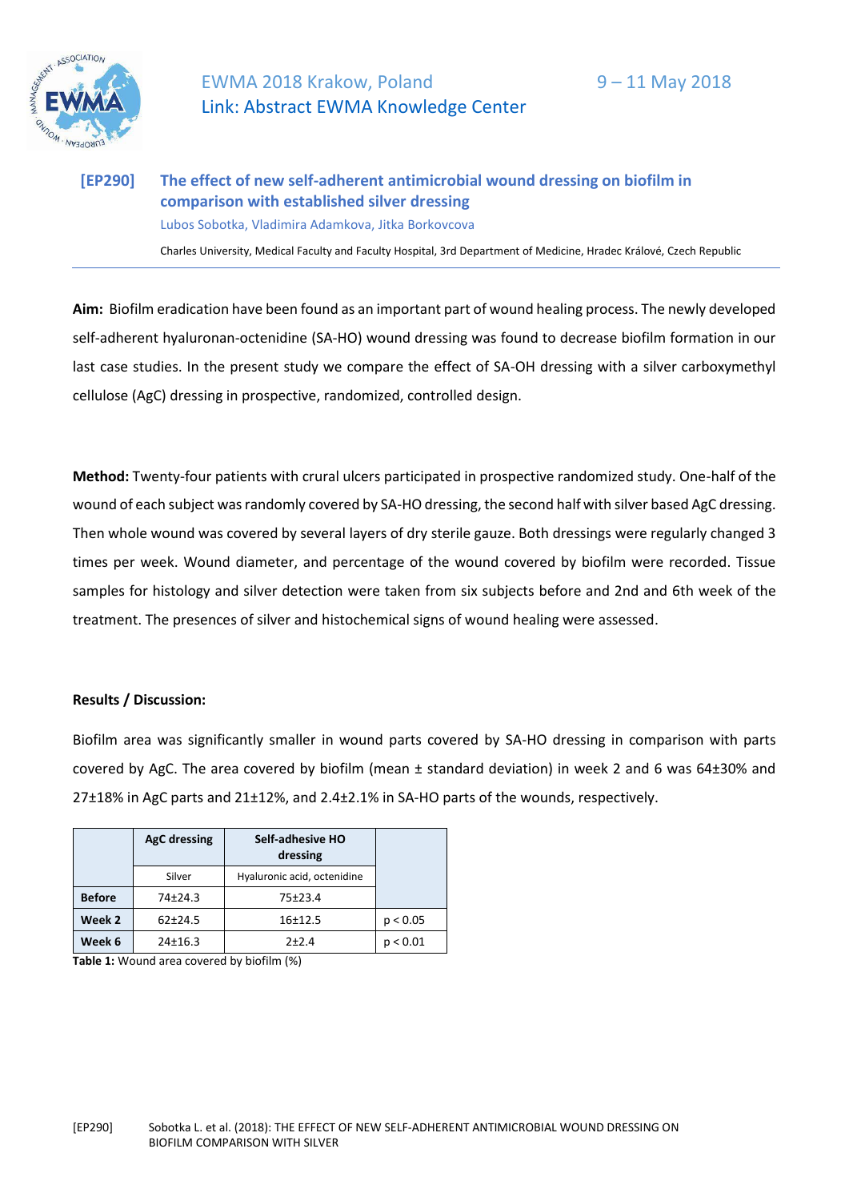EWMA 2018 Krakow, Poland 9 – 11 May 2018

Link: Abstract EWMA Knowledge Center

# [EP290] The effect of new self-adherent antimicrobial wound dressing on biofilm in comparison with established silver dressing

Lubos Sobotka, Vladimira Adamkova, Jitka Borkovcova

Charles University, Medical Faculty and Faculty Hospital, 3rd Department of Medicine, Hradec Králové, Czech Republic

**Aim:** Biofilm eradication have been found as an important part of wound healing process. The newly developed self-adherent hyaluronan-octenidine (SA-HO) wound dressing was found to decrease biofilm formation in our last case studies. In the present study we compare the effect of SA-OH dressing with a silver carboxymethyl cellulose (AgC) dressing in prospective, randomized, controlled design.

**Method:** Twenty-four patients with crural ulcers participated in prospective randomized study. One-half of the wound of each subject was randomly covered by SA-HO dressing, the second half with silver based AgC dressing. Then whole wound was covered by several layers of dry sterile gauze. Both dressings were regularly changed 3 times per week. Wound diameter, and percentage of the wound covered by biofilm were recorded. Tissue samples for histology and silver detection were taken from six subjects before and 2nd and 6th week of the treatment. The presences of silver and histochemical signs of wound healing were assessed.

**Results / Discussion:**

Biofilm area was significantly smaller in wound parts covered by SA-HO dressing in comparison with parts covered by AgC. The area covered by biofilm (mean ± standard deviation) in week 2 and 6 was 64±30% and 27±18% in AgC parts and 21±12%, and 2.4±2.1% in SA-HO parts of the wounds, respectively.

| | AgC dressing | Self-adhesive HO dressing | |
|---|---|---|---|
| | Silver | Hyaluronic acid, octenidine | |
| **Before** | 74±24.3 | 75±23.4 | |
| **Week 2** | 62±24.5 | 16±12.5 | $p < 0.05$ |
| **Week 6** | 24±16.3 | 2±2.4 | $p < 0.01$ |

**Table 1:** Wound area covered by biofilm (%)

[EP290] Sobotka L. et al. (2018): THE EFFECT OF NEW SELF-ADHERENT ANTIMICROBIAL WOUND DRESSING ON BIOFILM COMPARISON WITH SILVER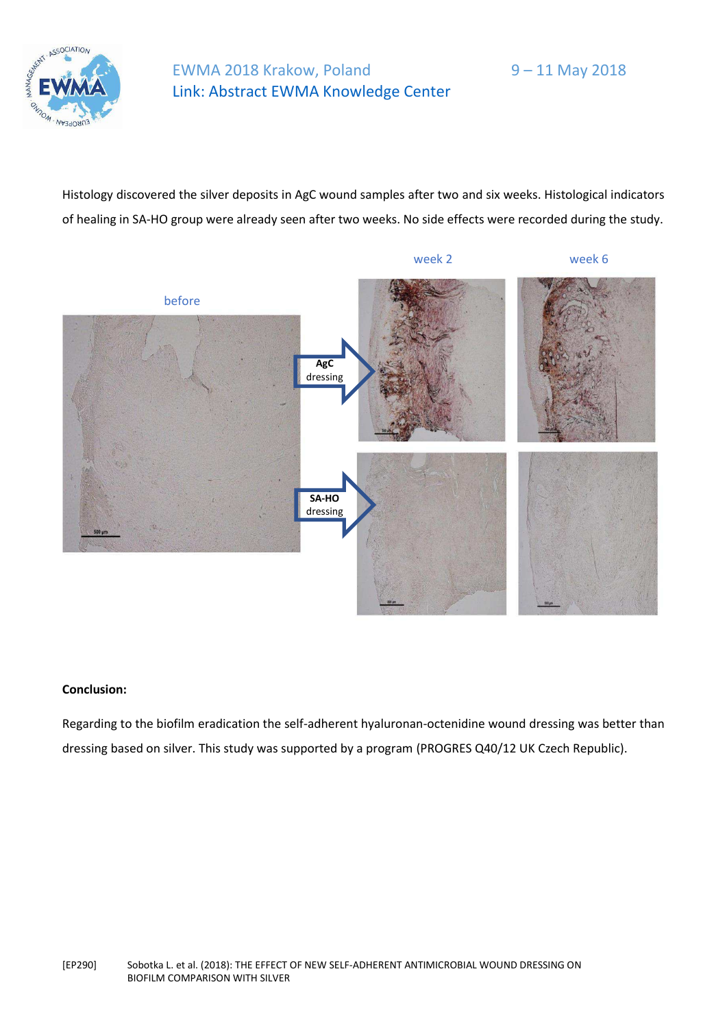Histology discovered the silver deposits in AgC wound samples after two and six weeks. Histological indicators of healing in SA-HO group were already seen after two weeks. No side effects were recorded during the study.

week 2

week 6

before

AgC dressing

SA-HO dressing

**Conclusion:**

Regarding to the biofilm eradication the self-adherent hyaluronan-octenidine wound dressing was better than dressing based on silver. This study was supported by a program (PROGRES Q40/12 UK Czech Republic).

[EP290] Sobotka L. et al. (2018): THE EFFECT OF NEW SELF-ADHERENT ANTIMICROBIAL WOUND DRESSING ON BIOFILM COMPARISON WITH SILVER